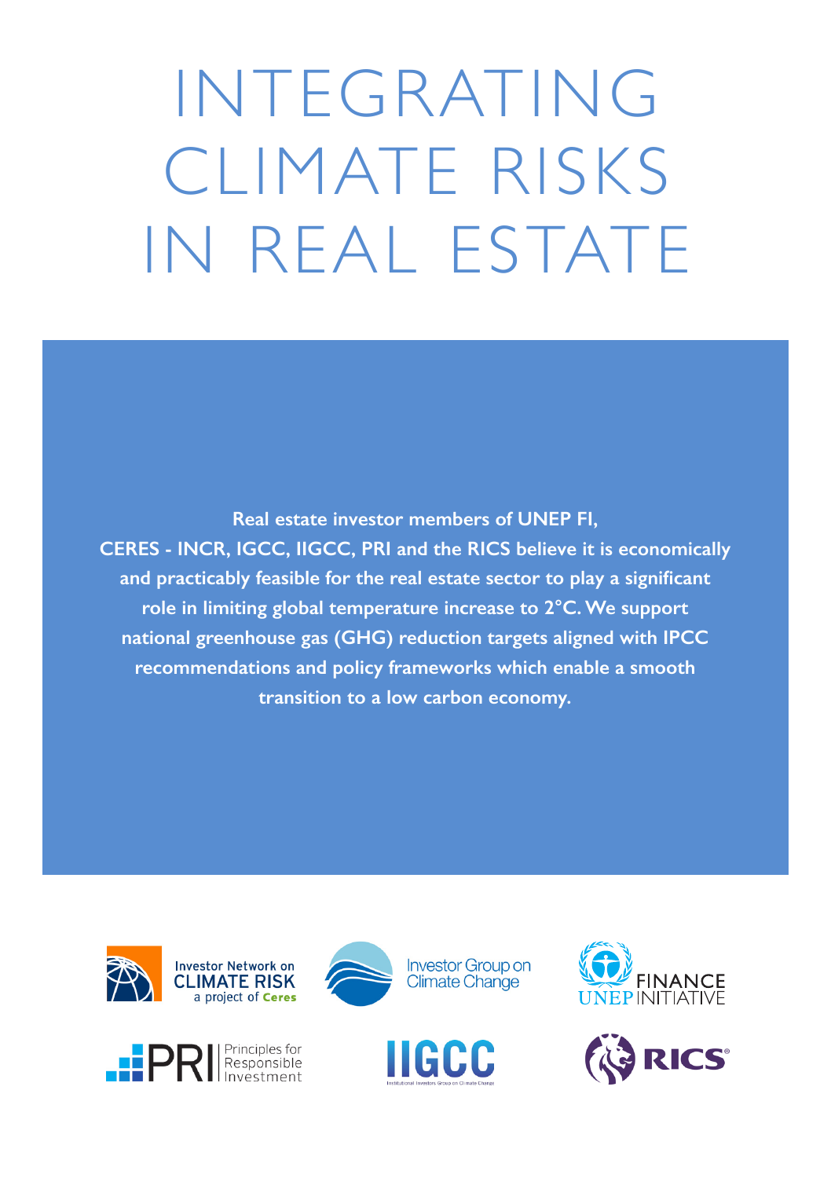# INTEGRATING CLIMATE RISKS IN REAL ESTATE

**Real estate investor members of UNEP FI, CERES - INCR, IGCC, IIGCC, PRI and the RICS believe it is economically and practicably feasible for the real estate sector to play a significant role in limiting global temperature increase to 2°C. We support national greenhouse gas (GHG) reduction targets aligned with IPCC recommendations and policy frameworks which enable a smooth transition to a low carbon economy.**

Investor Network on CLIMATE RISK a project of Ceres

Investor Group on Climate Change

UNEP FINANCE INITIATIVE

PRI Principles for Responsible Investment

IIGCC Institutional Investors Group on Climate Change

RICS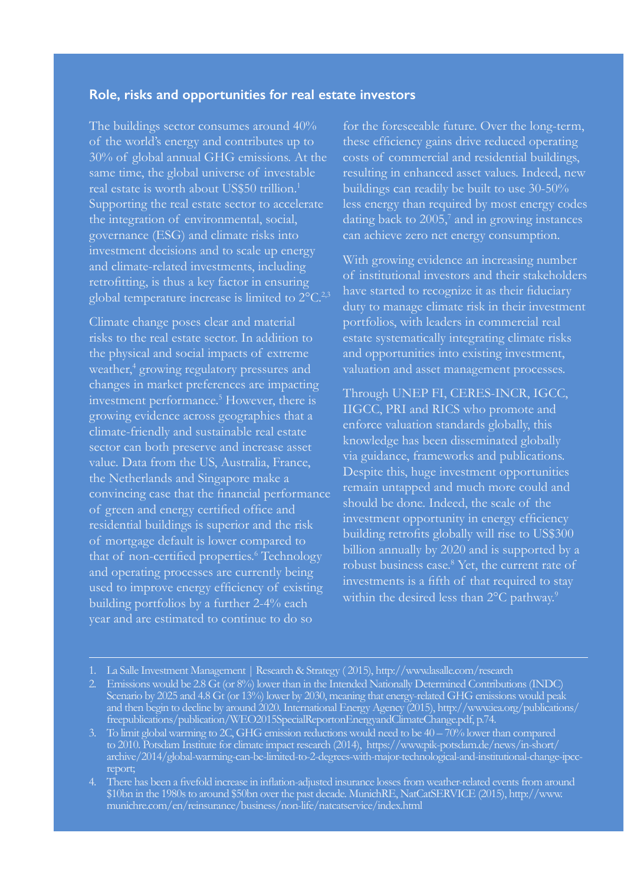## Role, risks and opportunities for real estate investors

The buildings sector consumes around 40% of the world's energy and contributes up to 30% of global annual GHG emissions. At the same time, the global universe of investable real estate is worth about US$50 trillion.[1] Supporting the real estate sector to accelerate the integration of environmental, social, governance (ESG) and climate risks into investment decisions and to scale up energy and climate-related investments, including retrofitting, is thus a key factor in ensuring global temperature increase is limited to 2°C.[2,3]

Climate change poses clear and material risks to the real estate sector. In addition to the physical and social impacts of extreme weather,[4] growing regulatory pressures and changes in market preferences are impacting investment performance.[5] However, there is growing evidence across geographies that a climate-friendly and sustainable real estate sector can both preserve and increase asset value. Data from the US, Australia, France, the Netherlands and Singapore make a convincing case that the financial performance of green and energy certified office and residential buildings is superior and the risk of mortgage default is lower compared to that of non-certified properties.[6] Technology and operating processes are currently being used to improve energy efficiency of existing building portfolios by a further 2-4% each year and are estimated to continue to do so for the foreseeable future. Over the long-term, these efficiency gains drive reduced operating costs of commercial and residential buildings, resulting in enhanced asset values. Indeed, new buildings can readily be built to use 30-50% less energy than required by most energy codes dating back to 2005,[7] and in growing instances can achieve zero net energy consumption.

With growing evidence an increasing number of institutional investors and their stakeholders have started to recognize it as their fiduciary duty to manage climate risk in their investment portfolios, with leaders in commercial real estate systematically integrating climate risks and opportunities into existing investment, valuation and asset management processes.

Through UNEP FI, CERES-INCR, IGCC, IIGCC, PRI and RICS who promote and enforce valuation standards globally, this knowledge has been disseminated globally via guidance, frameworks and publications. Despite this, huge investment opportunities remain untapped and much more could and should be done. Indeed, the scale of the investment opportunity in energy efficiency building retrofits globally will rise to US$300 billion annually by 2020 and is supported by a robust business case.[8] Yet, the current rate of investments is a fifth of that required to stay within the desired less than 2°C pathway.[9]

---

1. La Salle Investment Management | Research & Strategy (2015), http://www.lasalle.com/research
2. Emissions would be 2.8 Gt (or 8%) lower than in the Intended Nationally Determined Contributions (INDC) Scenario by 2025 and 4.8 Gt (or 13%) lower by 2030, meaning that energy-related GHG emissions would peak and then begin to decline by around 2020. International Energy Agency (2015), http://www.iea.org/publications/freepublications/publication/WEO2015SpecialReportonEnergyandClimateChange.pdf, p.74.
3. To limit global warming to 2C, GHG emission reductions would need to be 40 – 70% lower than compared to 2010. Potsdam Institute for climate impact research (2014), https://www.pik-potsdam.de/news/in-short/archive/2014/global-warming-can-be-limited-to-2-degrees-with-major-technological-and-institutional-change-ipcc-report;
4. There has been a fivefold increase in inflation-adjusted insurance losses from weather-related events from around $10bn in the 1980s to around $50bn over the past decade. MunichRE, NatCatSERVICE (2015), http://www.munichre.com/en/reinsurance/business/non-life/natcatservice/index.html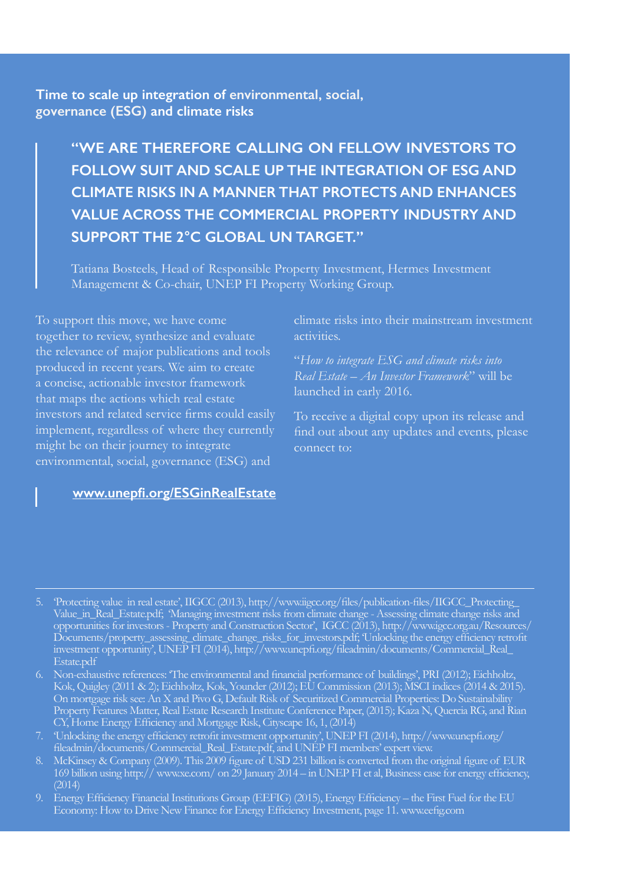**Time to scale up integration of environmental, social, governance (ESG) and climate risks**

> **"WE ARE THEREFORE CALLING ON FELLOW INVESTORS TO FOLLOW SUIT AND SCALE UP THE INTEGRATION OF ESG AND CLIMATE RISKS IN A MANNER THAT PROTECTS AND ENHANCES VALUE ACROSS THE COMMERCIAL PROPERTY INDUSTRY AND SUPPORT THE 2°C GLOBAL UN TARGET."**
>
> Tatiana Bosteels, Head of Responsible Property Investment, Hermes Investment Management & Co-chair, UNEP FI Property Working Group.

To support this move, we have come together to review, synthesize and evaluate the relevance of major publications and tools produced in recent years. We aim to create a concise, actionable investor framework that maps the actions which real estate investors and related service firms could easily implement, regardless of where they currently might be on their journey to integrate environmental, social, governance (ESG) and climate risks into their mainstream investment activities.

"*How to integrate ESG and climate risks into Real Estate – An Investor Framework*" will be launched in early 2016.

To receive a digital copy upon its release and find out about any updates and events, please connect to:

**www.unepfi.org/ESGinRealEstate**

---

5. 'Protecting value in real estate', IIGCC (2013), http://www.iigcc.org/files/publication-files/IIGCC_Protecting_Value_in_Real_Estate.pdf; 'Managing investment risks from climate change - Assessing climate change risks and opportunities for investors - Property and Construction Sector', IGCC (2013), http://www.igcc.org.au/Resources/Documents/property_assessing_climate_change_risks_for_investors.pdf; 'Unlocking the energy efficiency retrofit investment opportunity', UNEP FI (2014), http://www.unepfi.org/fileadmin/documents/Commercial_Real_Estate.pdf
6. Non-exhaustive references: 'The environmental and financial performance of buildings', PRI (2012); Eichholtz, Kok, Quigley (2011 & 2); Eichholtz, Kok, Younder (2012); EU Commission (2013); MSCI indices (2014 & 2015). On mortgage risk see: An X and Pivo G, Default Risk of Securitized Commercial Properties: Do Sustainability Property Features Matter, Real Estate Research Institute Conference Paper, (2015); Kaza N, Quercia RG, and Rian CY, Home Energy Efficiency and Mortgage Risk, Cityscape 16, 1, (2014)
7. 'Unlocking the energy efficiency retrofit investment opportunity', UNEP FI (2014), http://www.unepfi.org/fileadmin/documents/Commercial_Real_Estate.pdf, and UNEP FI members' expert view.
8. McKinsey & Company (2009). This 2009 figure of USD 231 billion is converted from the original figure of EUR 169 billion using http:// www.xe.com/ on 29 January 2014 – in UNEP FI et al, Business case for energy efficiency, (2014)
9. Energy Efficiency Financial Institutions Group (EEFIG) (2015), Energy Efficiency – the First Fuel for the EU Economy: How to Drive New Finance for Energy Efficiency Investment, page 11. www.eefig.com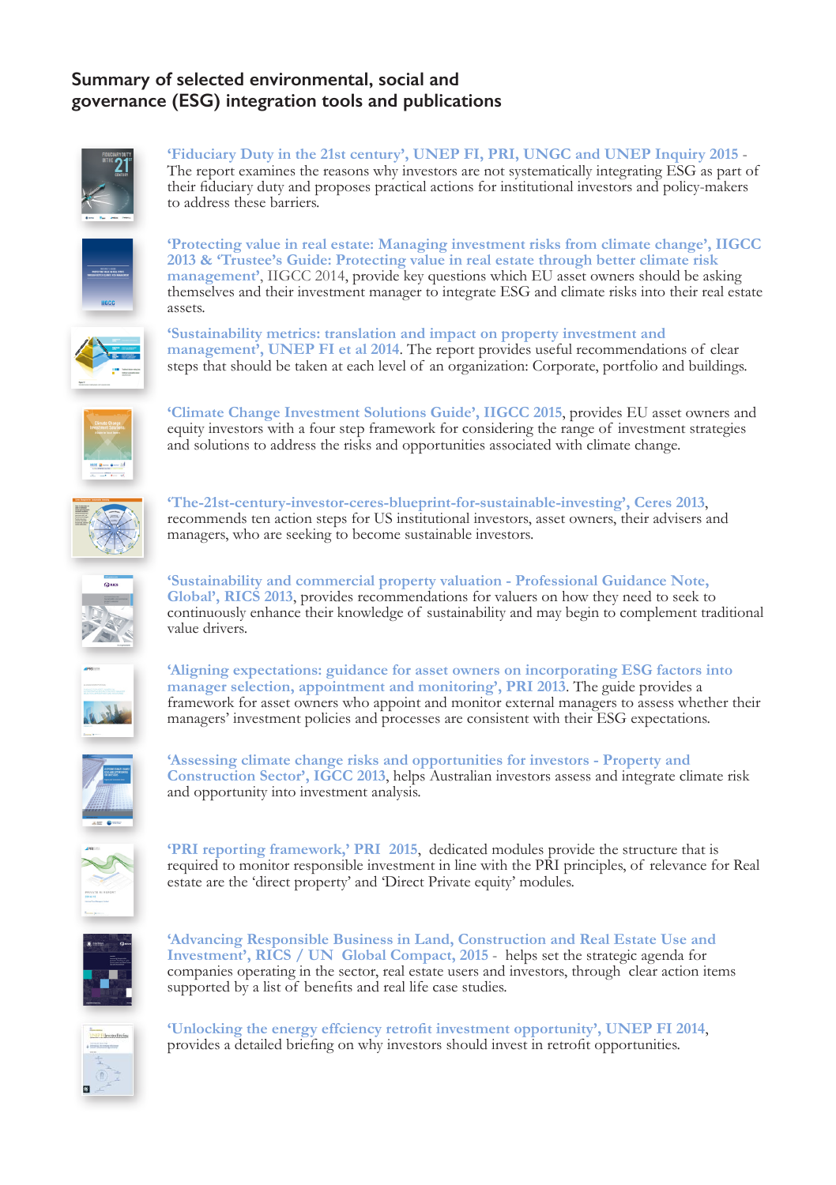## Summary of selected environmental, social and governance (ESG) integration tools and publications

**'Fiduciary Duty in the 21st century', UNEP FI, PRI, UNGC and UNEP Inquiry 2015** - The report examines the reasons why investors are not systematically integrating ESG as part of their fiduciary duty and proposes practical actions for institutional investors and policy-makers to address these barriers.

**'Protecting value in real estate: Managing investment risks from climate change', IIGCC 2013 & 'Trustee's Guide: Protecting value in real estate through better climate risk management'**, IIGCC 2014, provide key questions which EU asset owners should be asking themselves and their investment manager to integrate ESG and climate risks into their real estate assets.

**'Sustainability metrics: translation and impact on property investment and management', UNEP FI et al 2014.** The report provides useful recommendations of clear steps that should be taken at each level of an organization: Corporate, portfolio and buildings.

**'Climate Change Investment Solutions Guide', IIGCC 2015**, provides EU asset owners and equity investors with a four step framework for considering the range of investment strategies and solutions to address the risks and opportunities associated with climate change.

**'The-21st-century-investor-ceres-blueprint-for-sustainable-investing', Ceres 2013**, recommends ten action steps for US institutional investors, asset owners, their advisers and managers, who are seeking to become sustainable investors.

**'Sustainability and commercial property valuation - Professional Guidance Note, Global', RICS 2013**, provides recommendations for valuers on how they need to seek to continuously enhance their knowledge of sustainability and may begin to complement traditional value drivers.

**'Aligning expectations: guidance for asset owners on incorporating ESG factors into manager selection, appointment and monitoring', PRI 2013.** The guide provides a framework for asset owners who appoint and monitor external managers to assess whether their managers' investment policies and processes are consistent with their ESG expectations.

**'Assessing climate change risks and opportunities for investors - Property and Construction Sector', IGCC 2013**, helps Australian investors assess and integrate climate risk and opportunity into investment analysis.

**'PRI reporting framework,' PRI 2015**, dedicated modules provide the structure that is required to monitor responsible investment in line with the PRI principles, of relevance for Real estate are the 'direct property' and 'Direct Private equity' modules.

**'Advancing Responsible Business in Land, Construction and Real Estate Use and Investment', RICS / UN Global Compact, 2015** - helps set the strategic agenda for companies operating in the sector, real estate users and investors, through clear action items supported by a list of benefits and real life case studies.

**'Unlocking the energy effciency retrofit investment opportunity', UNEP FI 2014**, provides a detailed briefing on why investors should invest in retrofit opportunities.